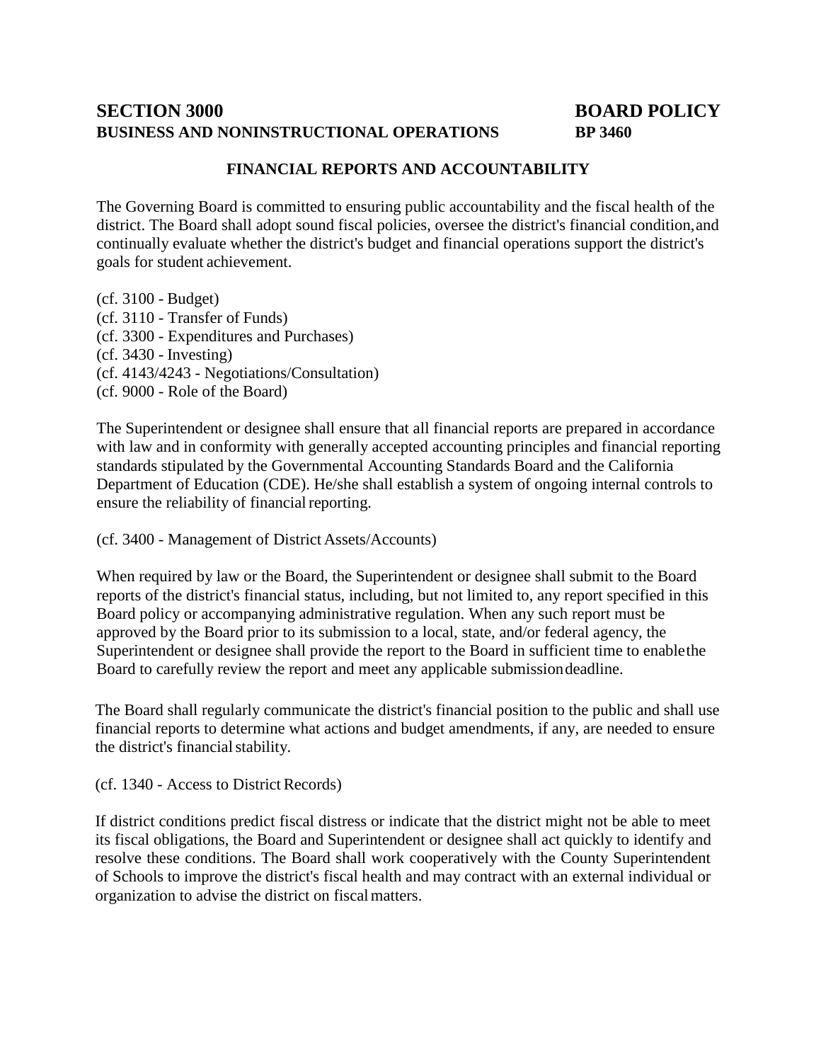# SECTION 3000 BUSINESS AND NONINSTRUCTIONAL OPERATIONS

**BOARD POLICY**
**BP 3460**

## FINANCIAL REPORTS AND ACCOUNTABILITY

The Governing Board is committed to ensuring public accountability and the fiscal health of the district. The Board shall adopt sound fiscal policies, oversee the district's financial condition, and continually evaluate whether the district's budget and financial operations support the district's goals for student achievement.

(cf. 3100 - Budget)
(cf. 3110 - Transfer of Funds)
(cf. 3300 - Expenditures and Purchases)
(cf. 3430 - Investing)
(cf. 4143/4243 - Negotiations/Consultation)
(cf. 9000 - Role of the Board)

The Superintendent or designee shall ensure that all financial reports are prepared in accordance with law and in conformity with generally accepted accounting principles and financial reporting standards stipulated by the Governmental Accounting Standards Board and the California Department of Education (CDE). He/she shall establish a system of ongoing internal controls to ensure the reliability of financial reporting.

(cf. 3400 - Management of District Assets/Accounts)

When required by law or the Board, the Superintendent or designee shall submit to the Board reports of the district's financial status, including, but not limited to, any report specified in this Board policy or accompanying administrative regulation. When any such report must be approved by the Board prior to its submission to a local, state, and/or federal agency, the Superintendent or designee shall provide the report to the Board in sufficient time to enable the Board to carefully review the report and meet any applicable submission deadline.

The Board shall regularly communicate the district's financial position to the public and shall use financial reports to determine what actions and budget amendments, if any, are needed to ensure the district's financial stability.

(cf. 1340 - Access to District Records)

If district conditions predict fiscal distress or indicate that the district might not be able to meet its fiscal obligations, the Board and Superintendent or designee shall act quickly to identify and resolve these conditions. The Board shall work cooperatively with the County Superintendent of Schools to improve the district's fiscal health and may contract with an external individual or organization to advise the district on fiscal matters.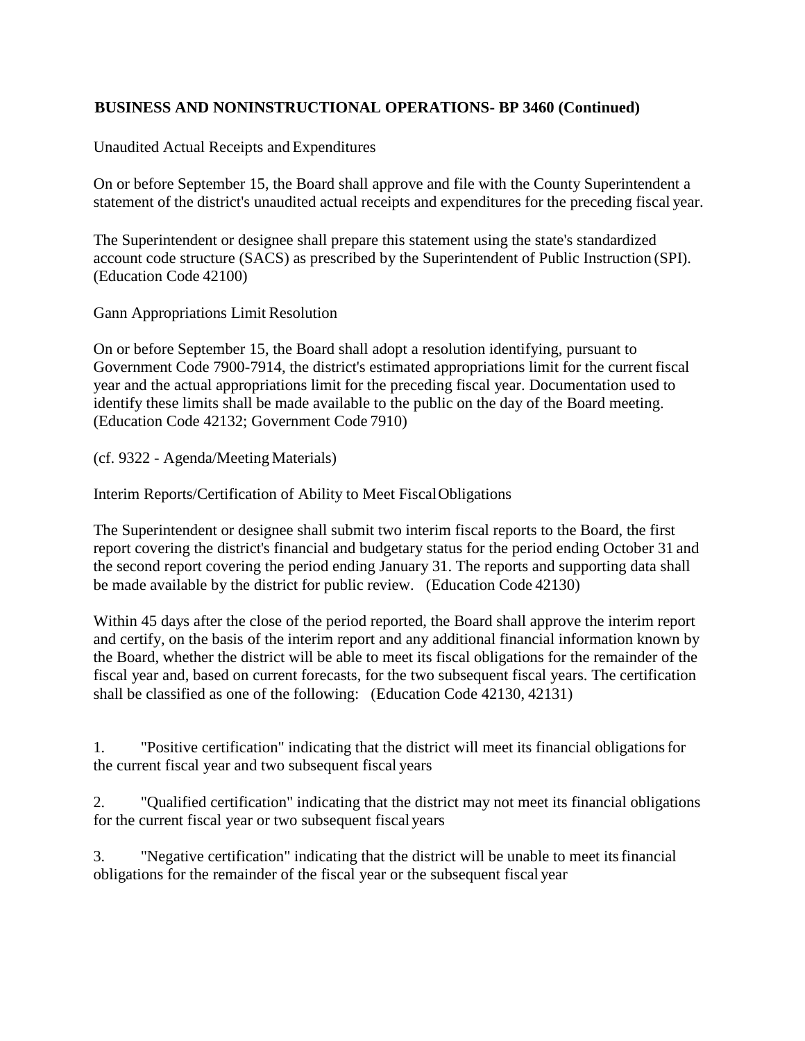**BUSINESS AND NONINSTRUCTIONAL OPERATIONS- BP 3460 (Continued)**

Unaudited Actual Receipts and Expenditures

On or before September 15, the Board shall approve and file with the County Superintendent a statement of the district's unaudited actual receipts and expenditures for the preceding fiscal year.

The Superintendent or designee shall prepare this statement using the state's standardized account code structure (SACS) as prescribed by the Superintendent of Public Instruction (SPI). (Education Code 42100)

Gann Appropriations Limit Resolution

On or before September 15, the Board shall adopt a resolution identifying, pursuant to Government Code 7900-7914, the district's estimated appropriations limit for the current fiscal year and the actual appropriations limit for the preceding fiscal year. Documentation used to identify these limits shall be made available to the public on the day of the Board meeting. (Education Code 42132; Government Code 7910)

(cf. 9322 - Agenda/Meeting Materials)

Interim Reports/Certification of Ability to Meet Fiscal Obligations

The Superintendent or designee shall submit two interim fiscal reports to the Board, the first report covering the district's financial and budgetary status for the period ending October 31 and the second report covering the period ending January 31. The reports and supporting data shall be made available by the district for public review. (Education Code 42130)

Within 45 days after the close of the period reported, the Board shall approve the interim report and certify, on the basis of the interim report and any additional financial information known by the Board, whether the district will be able to meet its fiscal obligations for the remainder of the fiscal year and, based on current forecasts, for the two subsequent fiscal years. The certification shall be classified as one of the following: (Education Code 42130, 42131)

1. "Positive certification" indicating that the district will meet its financial obligations for the current fiscal year and two subsequent fiscal years

2. "Qualified certification" indicating that the district may not meet its financial obligations for the current fiscal year or two subsequent fiscal years

3. "Negative certification" indicating that the district will be unable to meet its financial obligations for the remainder of the fiscal year or the subsequent fiscal year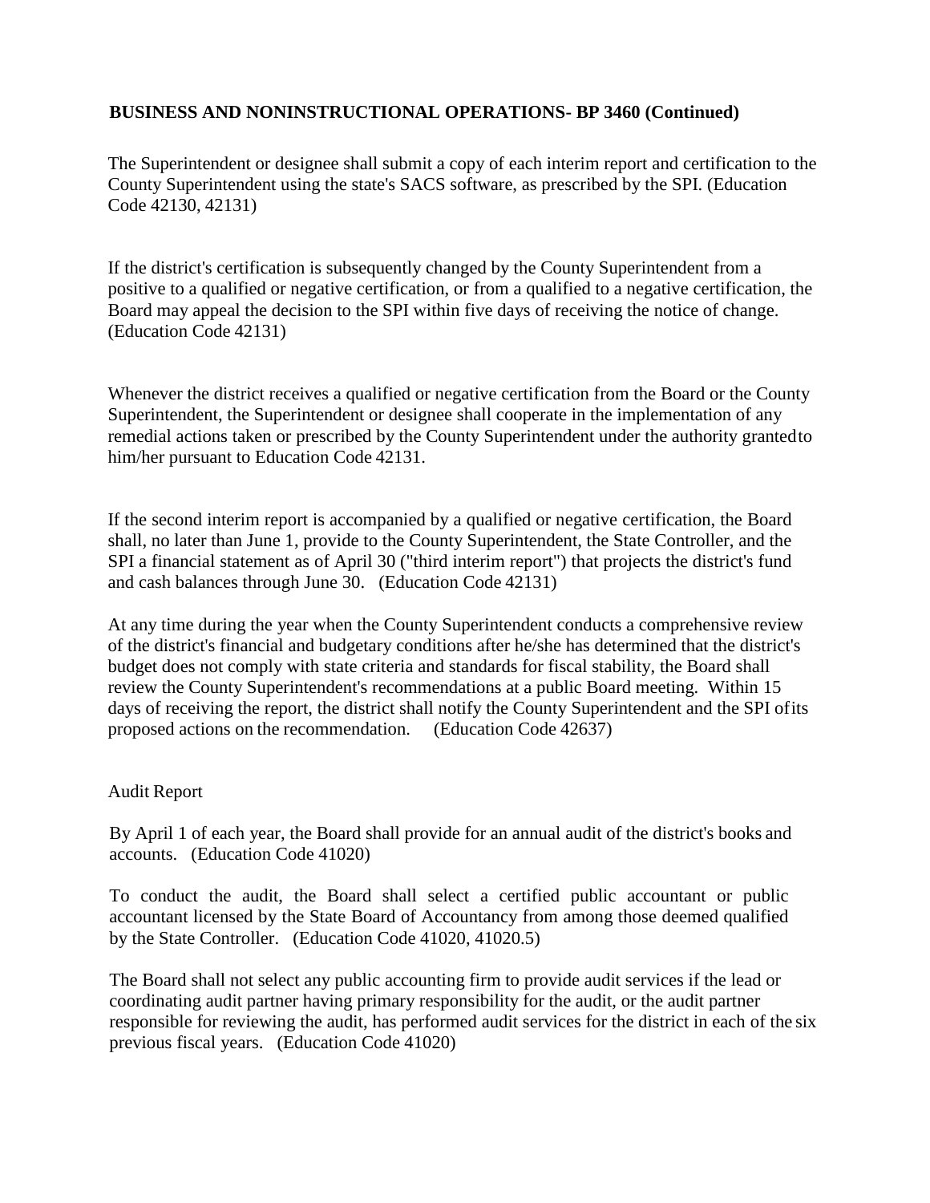**BUSINESS AND NONINSTRUCTIONAL OPERATIONS- BP 3460 (Continued)**

The Superintendent or designee shall submit a copy of each interim report and certification to the County Superintendent using the state's SACS software, as prescribed by the SPI. (Education Code 42130, 42131)

If the district's certification is subsequently changed by the County Superintendent from a positive to a qualified or negative certification, or from a qualified to a negative certification, the Board may appeal the decision to the SPI within five days of receiving the notice of change. (Education Code 42131)

Whenever the district receives a qualified or negative certification from the Board or the County Superintendent, the Superintendent or designee shall cooperate in the implementation of any remedial actions taken or prescribed by the County Superintendent under the authority granted to him/her pursuant to Education Code 42131.

If the second interim report is accompanied by a qualified or negative certification, the Board shall, no later than June 1, provide to the County Superintendent, the State Controller, and the SPI a financial statement as of April 30 ("third interim report") that projects the district's fund and cash balances through June 30. (Education Code 42131)

At any time during the year when the County Superintendent conducts a comprehensive review of the district's financial and budgetary conditions after he/she has determined that the district's budget does not comply with state criteria and standards for fiscal stability, the Board shall review the County Superintendent's recommendations at a public Board meeting. Within 15 days of receiving the report, the district shall notify the County Superintendent and the SPI of its proposed actions on the recommendation. (Education Code 42637)

Audit Report

By April 1 of each year, the Board shall provide for an annual audit of the district's books and accounts. (Education Code 41020)

To conduct the audit, the Board shall select a certified public accountant or public accountant licensed by the State Board of Accountancy from among those deemed qualified by the State Controller. (Education Code 41020, 41020.5)

The Board shall not select any public accounting firm to provide audit services if the lead or coordinating audit partner having primary responsibility for the audit, or the audit partner responsible for reviewing the audit, has performed audit services for the district in each of the six previous fiscal years. (Education Code 41020)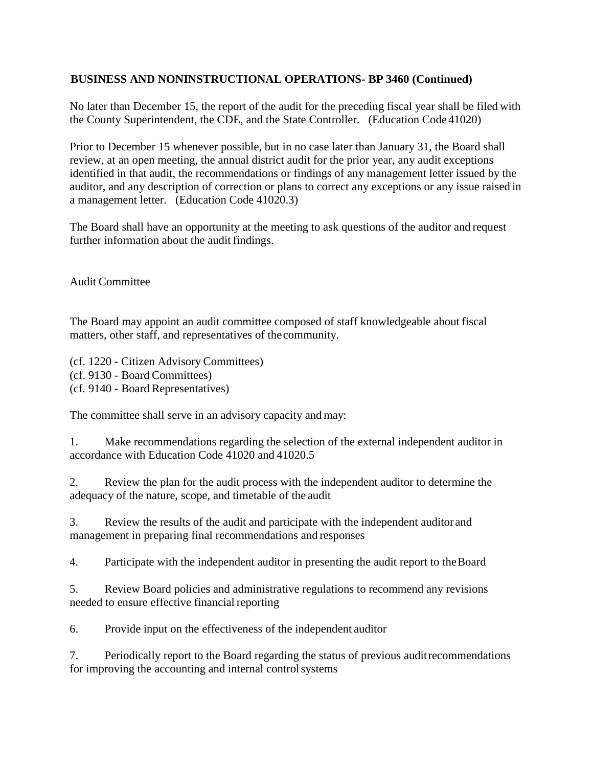**BUSINESS AND NONINSTRUCTIONAL OPERATIONS- BP 3460 (Continued)**

No later than December 15, the report of the audit for the preceding fiscal year shall be filed with the County Superintendent, the CDE, and the State Controller. (Education Code 41020)

Prior to December 15 whenever possible, but in no case later than January 31, the Board shall review, at an open meeting, the annual district audit for the prior year, any audit exceptions identified in that audit, the recommendations or findings of any management letter issued by the auditor, and any description of correction or plans to correct any exceptions or any issue raised in a management letter. (Education Code 41020.3)

The Board shall have an opportunity at the meeting to ask questions of the auditor and request further information about the audit findings.

Audit Committee

The Board may appoint an audit committee composed of staff knowledgeable about fiscal matters, other staff, and representatives of the community.

(cf. 1220 - Citizen Advisory Committees)
(cf. 9130 - Board Committees)
(cf. 9140 - Board Representatives)

The committee shall serve in an advisory capacity and may:

1. Make recommendations regarding the selection of the external independent auditor in accordance with Education Code 41020 and 41020.5

2. Review the plan for the audit process with the independent auditor to determine the adequacy of the nature, scope, and timetable of the audit

3. Review the results of the audit and participate with the independent auditor and management in preparing final recommendations and responses

4. Participate with the independent auditor in presenting the audit report to the Board

5. Review Board policies and administrative regulations to recommend any revisions needed to ensure effective financial reporting

6. Provide input on the effectiveness of the independent auditor

7. Periodically report to the Board regarding the status of previous audit recommendations for improving the accounting and internal control systems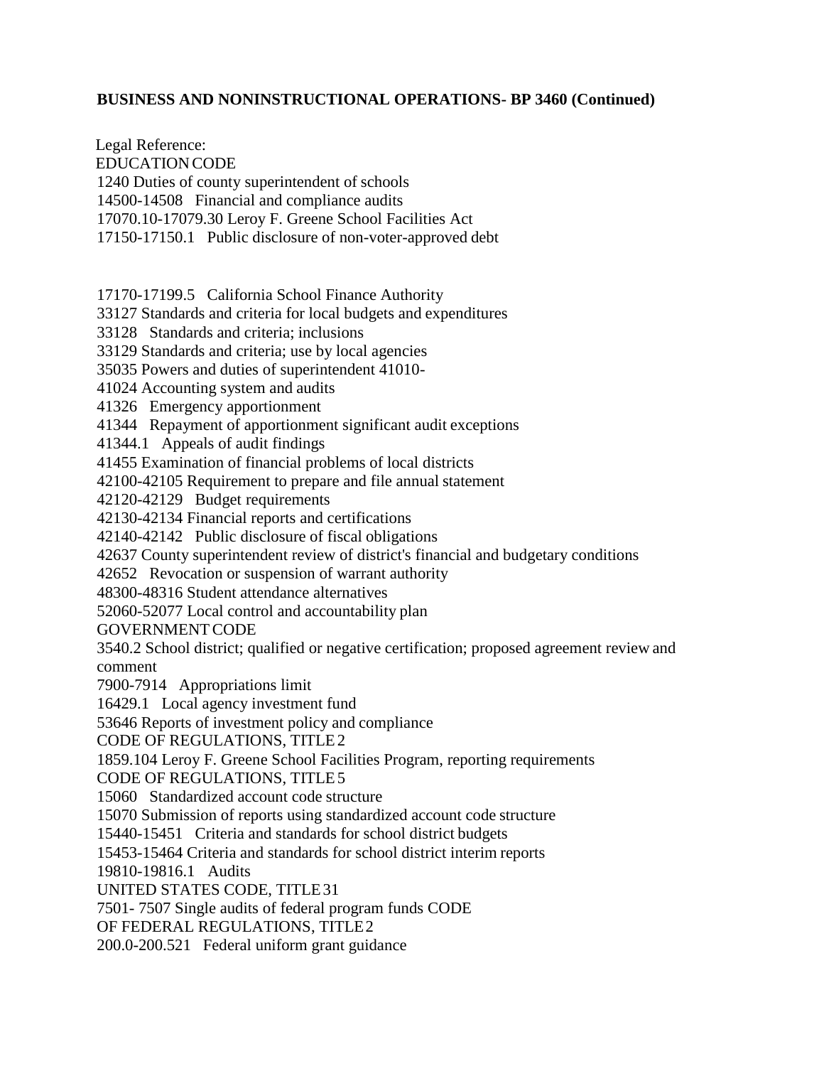**BUSINESS AND NONINSTRUCTIONAL OPERATIONS- BP 3460 (Continued)**

Legal Reference:

EDUCATION CODE

1240 Duties of county superintendent of schools

14500-14508 Financial and compliance audits

17070.10-17079.30 Leroy F. Greene School Facilities Act

17150-17150.1 Public disclosure of non-voter-approved debt

17170-17199.5 California School Finance Authority

33127 Standards and criteria for local budgets and expenditures

33128 Standards and criteria; inclusions

33129 Standards and criteria; use by local agencies

35035 Powers and duties of superintendent 41010-

41024 Accounting system and audits

41326 Emergency apportionment

41344 Repayment of apportionment significant audit exceptions

41344.1 Appeals of audit findings

41455 Examination of financial problems of local districts

42100-42105 Requirement to prepare and file annual statement

42120-42129 Budget requirements

42130-42134 Financial reports and certifications

42140-42142 Public disclosure of fiscal obligations

42637 County superintendent review of district's financial and budgetary conditions

42652 Revocation or suspension of warrant authority

48300-48316 Student attendance alternatives

52060-52077 Local control and accountability plan

GOVERNMENT CODE

3540.2 School district; qualified or negative certification; proposed agreement review and comment

7900-7914 Appropriations limit

16429.1 Local agency investment fund

53646 Reports of investment policy and compliance

CODE OF REGULATIONS, TITLE 2

1859.104 Leroy F. Greene School Facilities Program, reporting requirements

CODE OF REGULATIONS, TITLE 5

15060 Standardized account code structure

15070 Submission of reports using standardized account code structure

15440-15451 Criteria and standards for school district budgets

15453-15464 Criteria and standards for school district interim reports

19810-19816.1 Audits

UNITED STATES CODE, TITLE 31

7501- 7507 Single audits of federal program funds CODE

OF FEDERAL REGULATIONS, TITLE 2

200.0-200.521 Federal uniform grant guidance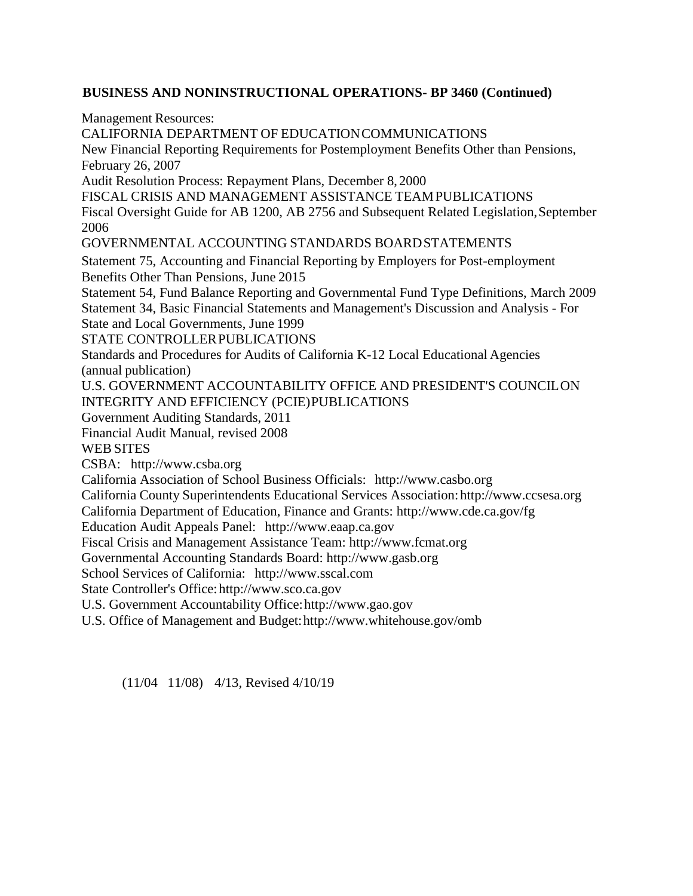**BUSINESS AND NONINSTRUCTIONAL OPERATIONS- BP 3460 (Continued)**

Management Resources:

CALIFORNIA DEPARTMENT OF EDUCATION COMMUNICATIONS

New Financial Reporting Requirements for Postemployment Benefits Other than Pensions, February 26, 2007

Audit Resolution Process: Repayment Plans, December 8, 2000

FISCAL CRISIS AND MANAGEMENT ASSISTANCE TEAM PUBLICATIONS

Fiscal Oversight Guide for AB 1200, AB 2756 and Subsequent Related Legislation, September 2006

GOVERNMENTAL ACCOUNTING STANDARDS BOARD STATEMENTS

Statement 75, Accounting and Financial Reporting by Employers for Post-employment Benefits Other Than Pensions, June 2015

Statement 54, Fund Balance Reporting and Governmental Fund Type Definitions, March 2009

Statement 34, Basic Financial Statements and Management's Discussion and Analysis - For State and Local Governments, June 1999

STATE CONTROLLER PUBLICATIONS

Standards and Procedures for Audits of California K-12 Local Educational Agencies (annual publication)

U.S. GOVERNMENT ACCOUNTABILITY OFFICE AND PRESIDENT'S COUNCIL ON INTEGRITY AND EFFICIENCY (PCIE) PUBLICATIONS

Government Auditing Standards, 2011

Financial Audit Manual, revised 2008

WEB SITES

CSBA: http://www.csba.org

California Association of School Business Officials: http://www.casbo.org

California County Superintendents Educational Services Association: http://www.ccsesa.org

California Department of Education, Finance and Grants: http://www.cde.ca.gov/fg

Education Audit Appeals Panel: http://www.eaap.ca.gov

Fiscal Crisis and Management Assistance Team: http://www.fcmat.org

Governmental Accounting Standards Board: http://www.gasb.org

School Services of California: http://www.sscal.com

State Controller's Office: http://www.sco.ca.gov

U.S. Government Accountability Office: http://www.gao.gov

U.S. Office of Management and Budget: http://www.whitehouse.gov/omb

(11/04 11/08) 4/13, Revised 4/10/19